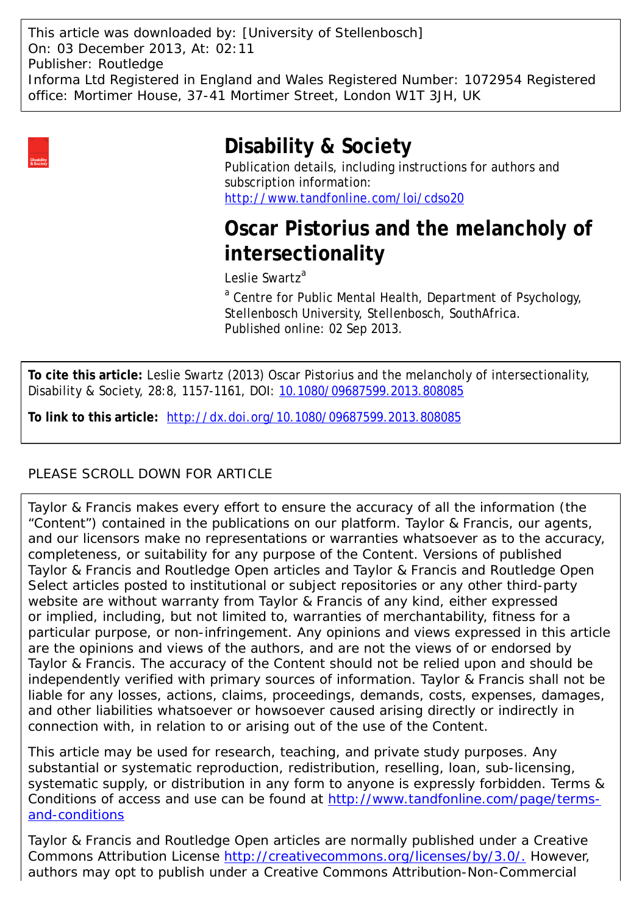This article was downloaded by: [University of Stellenbosch]
On: 03 December 2013, At: 02:11
Publisher: Routledge
Informa Ltd Registered in England and Wales Registered Number: 1072954 Registered office: Mortimer House, 37-41 Mortimer Street, London W1T 3JH, UK

# Disability & Society

Publication details, including instructions for authors and subscription information:
http://www.tandfonline.com/loi/cdso20

# Oscar Pistorius and the melancholy of intersectionality

Leslie Swartz[a]

[a] Centre for Public Mental Health, Department of Psychology, Stellenbosch University, Stellenbosch, SouthAfrica.
Published online: 02 Sep 2013.

**To cite this article:** Leslie Swartz (2013) Oscar Pistorius and the melancholy of intersectionality, Disability & Society, 28:8, 1157-1161, DOI: 10.1080/09687599.2013.808085

**To link to this article:** http://dx.doi.org/10.1080/09687599.2013.808085

PLEASE SCROLL DOWN FOR ARTICLE

Taylor & Francis makes every effort to ensure the accuracy of all the information (the "Content") contained in the publications on our platform. Taylor & Francis, our agents, and our licensors make no representations or warranties whatsoever as to the accuracy, completeness, or suitability for any purpose of the Content. Versions of published Taylor & Francis and Routledge Open articles and Taylor & Francis and Routledge Open Select articles posted to institutional or subject repositories or any other third-party website are without warranty from Taylor & Francis of any kind, either expressed or implied, including, but not limited to, warranties of merchantability, fitness for a particular purpose, or non-infringement. Any opinions and views expressed in this article are the opinions and views of the authors, and are not the views of or endorsed by Taylor & Francis. The accuracy of the Content should not be relied upon and should be independently verified with primary sources of information. Taylor & Francis shall not be liable for any losses, actions, claims, proceedings, demands, costs, expenses, damages, and other liabilities whatsoever or howsoever caused arising directly or indirectly in connection with, in relation to or arising out of the use of the Content.

This article may be used for research, teaching, and private study purposes. Any substantial or systematic reproduction, redistribution, reselling, loan, sub-licensing, systematic supply, or distribution in any form to anyone is expressly forbidden. Terms & Conditions of access and use can be found at http://www.tandfonline.com/page/terms-and-conditions

Taylor & Francis and Routledge Open articles are normally published under a Creative Commons Attribution License http://creativecommons.org/licenses/by/3.0/. However, authors may opt to publish under a Creative Commons Attribution-Non-Commercial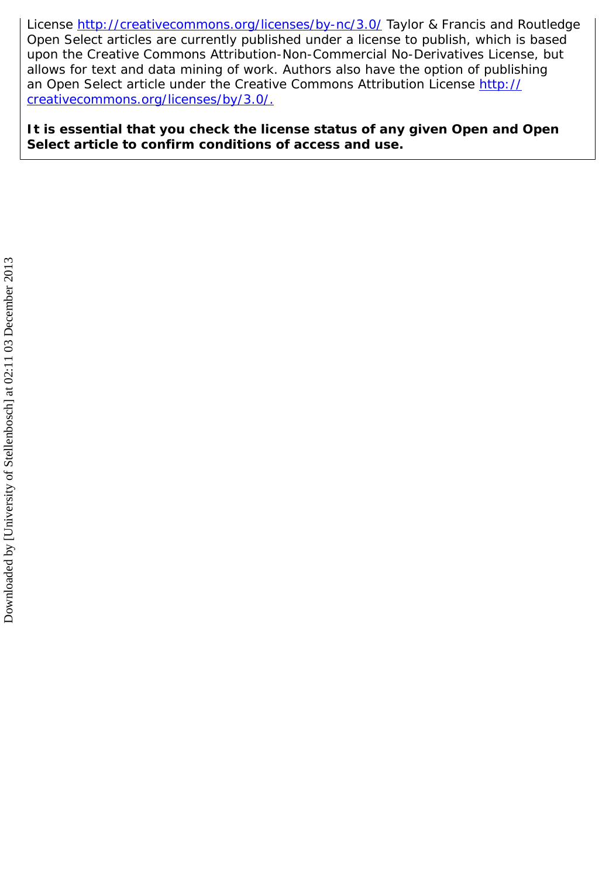License http://creativecommons.org/licenses/by-nc/3.0/ Taylor & Francis and Routledge Open Select articles are currently published under a license to publish, which is based upon the Creative Commons Attribution-Non-Commercial No-Derivatives License, but allows for text and data mining of work. Authors also have the option of publishing an Open Select article under the Creative Commons Attribution License http://creativecommons.org/licenses/by/3.0/.

**It is essential that you check the license status of any given Open and Open Select article to confirm conditions of access and use.**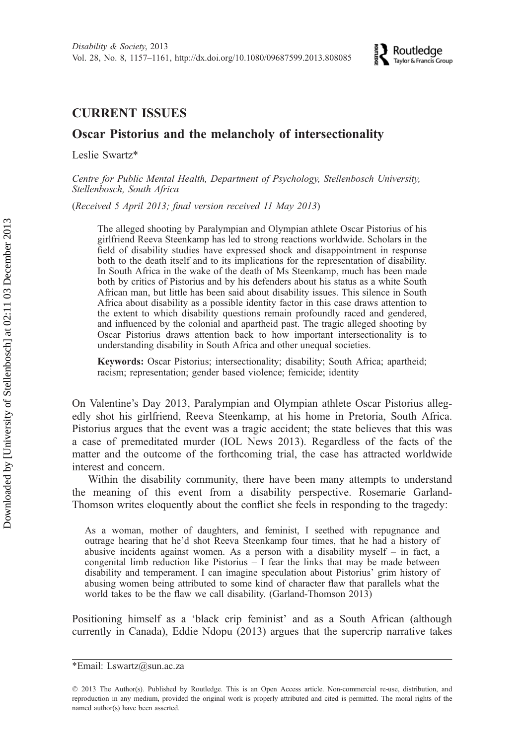## CURRENT ISSUES

# Oscar Pistorius and the melancholy of intersectionality

Leslie Swartz*

*Centre for Public Mental Health, Department of Psychology, Stellenbosch University, Stellenbosch, South Africa*

(*Received 5 April 2013; final version received 11 May 2013*)

The alleged shooting by Paralympian and Olympian athlete Oscar Pistorius of his girlfriend Reeva Steenkamp has led to strong reactions worldwide. Scholars in the field of disability studies have expressed shock and disappointment in response both to the death itself and to its implications for the representation of disability. In South Africa in the wake of the death of Ms Steenkamp, much has been made both by critics of Pistorius and by his defenders about his status as a white South African man, but little has been said about disability issues. This silence in South Africa about disability as a possible identity factor in this case draws attention to the extent to which disability questions remain profoundly raced and gendered, and influenced by the colonial and apartheid past. The tragic alleged shooting by Oscar Pistorius draws attention back to how important intersectionality is to understanding disability in South Africa and other unequal societies.

**Keywords:** Oscar Pistorius; intersectionality; disability; South Africa; apartheid; racism; representation; gender based violence; femicide; identity

On Valentine's Day 2013, Paralympian and Olympian athlete Oscar Pistorius allegedly shot his girlfriend, Reeva Steenkamp, at his home in Pretoria, South Africa. Pistorius argues that the event was a tragic accident; the state believes that this was a case of premeditated murder (IOL News 2013). Regardless of the facts of the matter and the outcome of the forthcoming trial, the case has attracted worldwide interest and concern.

Within the disability community, there have been many attempts to understand the meaning of this event from a disability perspective. Rosemarie Garland-Thomson writes eloquently about the conflict she feels in responding to the tragedy:

> As a woman, mother of daughters, and feminist, I seethed with repugnance and outrage hearing that he'd shot Reeva Steenkamp four times, that he had a history of abusive incidents against women. As a person with a disability myself – in fact, a congenital limb reduction like Pistorius – I fear the links that may be made between disability and temperament. I can imagine speculation about Pistorius' grim history of abusing women being attributed to some kind of character flaw that parallels what the world takes to be the flaw we call disability. (Garland-Thomson 2013)

Positioning himself as a 'black crip feminist' and as a South African (although currently in Canada), Eddie Ndopu (2013) argues that the supercrip narrative takes

*Email: Lswartz@sun.ac.za

© 2013 The Author(s). Published by Routledge. This is an Open Access article. Non-commercial re-use, distribution, and reproduction in any medium, provided the original work is properly attributed and cited is permitted. The moral rights of the named author(s) have been asserted.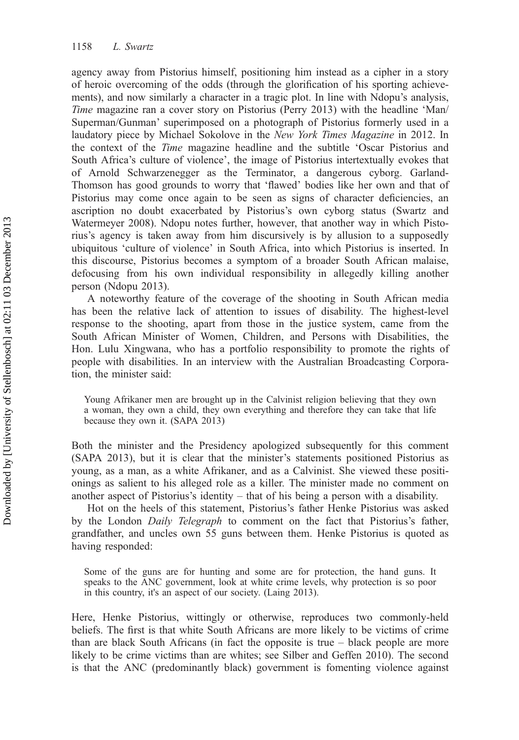agency away from Pistorius himself, positioning him instead as a cipher in a story of heroic overcoming of the odds (through the glorification of his sporting achievements), and now similarly a character in a tragic plot. In line with Ndopu's analysis, *Time* magazine ran a cover story on Pistorius (Perry 2013) with the headline 'Man/Superman/Gunman' superimposed on a photograph of Pistorius formerly used in a laudatory piece by Michael Sokolove in the *New York Times Magazine* in 2012. In the context of the *Time* magazine headline and the subtitle 'Oscar Pistorius and South Africa's culture of violence', the image of Pistorius intertextually evokes that of Arnold Schwarzenegger as the Terminator, a dangerous cyborg. Garland-Thomson has good grounds to worry that 'flawed' bodies like her own and that of Pistorius may come once again to be seen as signs of character deficiencies, an ascription no doubt exacerbated by Pistorius's own cyborg status (Swartz and Watermeyer 2008). Ndopu notes further, however, that another way in which Pistorius's agency is taken away from him discursively is by allusion to a supposedly ubiquitous 'culture of violence' in South Africa, into which Pistorius is inserted. In this discourse, Pistorius becomes a symptom of a broader South African malaise, defocusing from his own individual responsibility in allegedly killing another person (Ndopu 2013).

A noteworthy feature of the coverage of the shooting in South African media has been the relative lack of attention to issues of disability. The highest-level response to the shooting, apart from those in the justice system, came from the South African Minister of Women, Children, and Persons with Disabilities, the Hon. Lulu Xingwana, who has a portfolio responsibility to promote the rights of people with disabilities. In an interview with the Australian Broadcasting Corporation, the minister said:

> Young Afrikaner men are brought up in the Calvinist religion believing that they own a woman, they own a child, they own everything and therefore they can take that life because they own it. (SAPA 2013)

Both the minister and the Presidency apologized subsequently for this comment (SAPA 2013), but it is clear that the minister's statements positioned Pistorius as young, as a man, as a white Afrikaner, and as a Calvinist. She viewed these positionings as salient to his alleged role as a killer. The minister made no comment on another aspect of Pistorius's identity – that of his being a person with a disability.

Hot on the heels of this statement, Pistorius's father Henke Pistorius was asked by the London *Daily Telegraph* to comment on the fact that Pistorius's father, grandfather, and uncles own 55 guns between them. Henke Pistorius is quoted as having responded:

> Some of the guns are for hunting and some are for protection, the hand guns. It speaks to the ANC government, look at white crime levels, why protection is so poor in this country, it's an aspect of our society. (Laing 2013).

Here, Henke Pistorius, wittingly or otherwise, reproduces two commonly-held beliefs. The first is that white South Africans are more likely to be victims of crime than are black South Africans (in fact the opposite is true – black people are more likely to be crime victims than are whites; see Silber and Geffen 2010). The second is that the ANC (predominantly black) government is fomenting violence against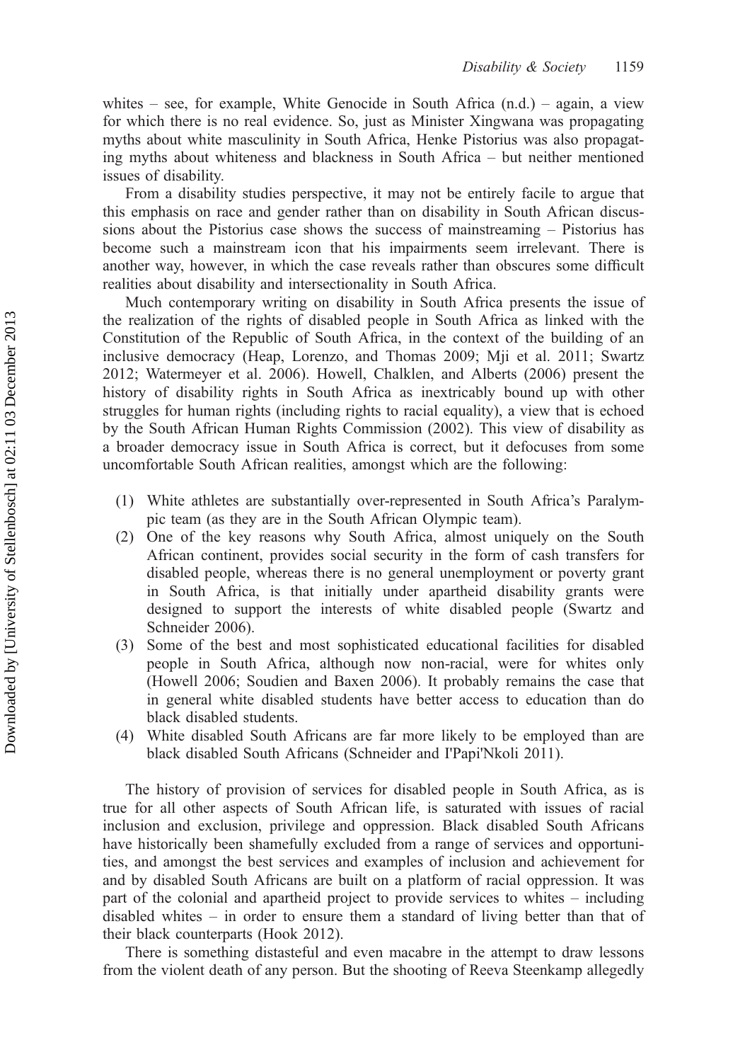whites – see, for example, White Genocide in South Africa (n.d.) – again, a view for which there is no real evidence. So, just as Minister Xingwana was propagating myths about white masculinity in South Africa, Henke Pistorius was also propagating myths about whiteness and blackness in South Africa – but neither mentioned issues of disability.

From a disability studies perspective, it may not be entirely facile to argue that this emphasis on race and gender rather than on disability in South African discussions about the Pistorius case shows the success of mainstreaming – Pistorius has become such a mainstream icon that his impairments seem irrelevant. There is another way, however, in which the case reveals rather than obscures some difficult realities about disability and intersectionality in South Africa.

Much contemporary writing on disability in South Africa presents the issue of the realization of the rights of disabled people in South Africa as linked with the Constitution of the Republic of South Africa, in the context of the building of an inclusive democracy (Heap, Lorenzo, and Thomas 2009; Mji et al. 2011; Swartz 2012; Watermeyer et al. 2006). Howell, Chalklen, and Alberts (2006) present the history of disability rights in South Africa as inextricably bound up with other struggles for human rights (including rights to racial equality), a view that is echoed by the South African Human Rights Commission (2002). This view of disability as a broader democracy issue in South Africa is correct, but it defocuses from some uncomfortable South African realities, amongst which are the following:

1. White athletes are substantially over-represented in South Africa's Paralympic team (as they are in the South African Olympic team).
2. One of the key reasons why South Africa, almost uniquely on the South African continent, provides social security in the form of cash transfers for disabled people, whereas there is no general unemployment or poverty grant in South Africa, is that initially under apartheid disability grants were designed to support the interests of white disabled people (Swartz and Schneider 2006).
3. Some of the best and most sophisticated educational facilities for disabled people in South Africa, although now non-racial, were for whites only (Howell 2006; Soudien and Baxen 2006). It probably remains the case that in general white disabled students have better access to education than do black disabled students.
4. White disabled South Africans are far more likely to be employed than are black disabled South Africans (Schneider and I'Papi'Nkoli 2011).

The history of provision of services for disabled people in South Africa, as is true for all other aspects of South African life, is saturated with issues of racial inclusion and exclusion, privilege and oppression. Black disabled South Africans have historically been shamefully excluded from a range of services and opportunities, and amongst the best services and examples of inclusion and achievement for and by disabled South Africans are built on a platform of racial oppression. It was part of the colonial and apartheid project to provide services to whites – including disabled whites – in order to ensure them a standard of living better than that of their black counterparts (Hook 2012).

There is something distasteful and even macabre in the attempt to draw lessons from the violent death of any person. But the shooting of Reeva Steenkamp allegedly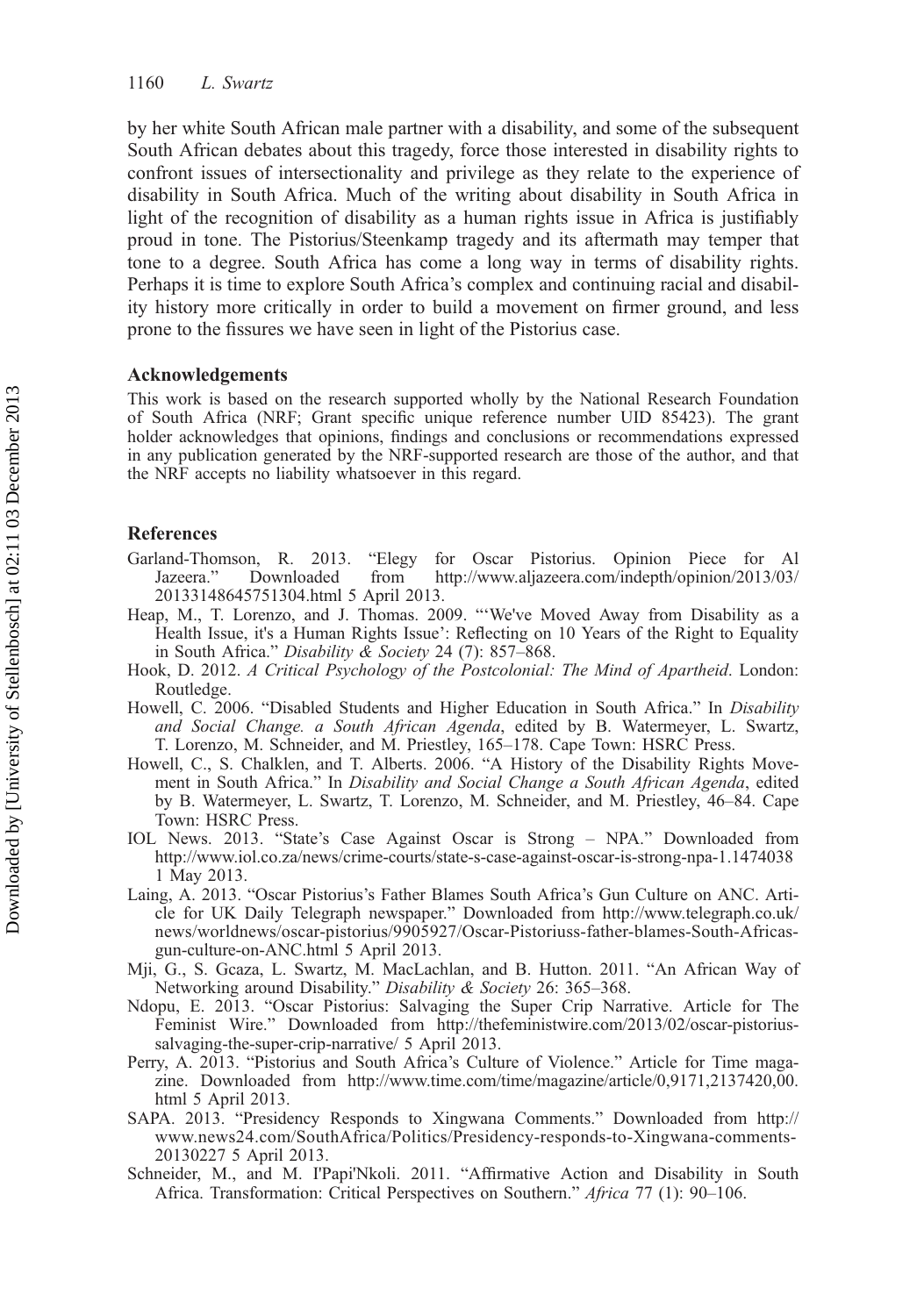by her white South African male partner with a disability, and some of the subsequent South African debates about this tragedy, force those interested in disability rights to confront issues of intersectionality and privilege as they relate to the experience of disability in South Africa. Much of the writing about disability in South Africa in light of the recognition of disability as a human rights issue in Africa is justifiably proud in tone. The Pistorius/Steenkamp tragedy and its aftermath may temper that tone to a degree. South Africa has come a long way in terms of disability rights. Perhaps it is time to explore South Africa's complex and continuing racial and disability history more critically in order to build a movement on firmer ground, and less prone to the fissures we have seen in light of the Pistorius case.

## Acknowledgements

This work is based on the research supported wholly by the National Research Foundation of South Africa (NRF; Grant specific unique reference number UID 85423). The grant holder acknowledges that opinions, findings and conclusions or recommendations expressed in any publication generated by the NRF-supported research are those of the author, and that the NRF accepts no liability whatsoever in this regard.

## References

Garland-Thomson, R. 2013. "Elegy for Oscar Pistorius. Opinion Piece for Al Jazeera." Downloaded from http://www.aljazeera.com/indepth/opinion/2013/03/20133148645751304.html 5 April 2013.

Heap, M., T. Lorenzo, and J. Thomas. 2009. "'We've Moved Away from Disability as a Health Issue, it's a Human Rights Issue': Reflecting on 10 Years of the Right to Equality in South Africa." *Disability & Society* 24 (7): 857–868.

Hook, D. 2012. *A Critical Psychology of the Postcolonial: The Mind of Apartheid*. London: Routledge.

Howell, C. 2006. "Disabled Students and Higher Education in South Africa." In *Disability and Social Change. a South African Agenda*, edited by B. Watermeyer, L. Swartz, T. Lorenzo, M. Schneider, and M. Priestley, 165–178. Cape Town: HSRC Press.

Howell, C., S. Chalklen, and T. Alberts. 2006. "A History of the Disability Rights Movement in South Africa." In *Disability and Social Change a South African Agenda*, edited by B. Watermeyer, L. Swartz, T. Lorenzo, M. Schneider, and M. Priestley, 46–84. Cape Town: HSRC Press.

IOL News. 2013. "State's Case Against Oscar is Strong – NPA." Downloaded from http://www.iol.co.za/news/crime-courts/state-s-case-against-oscar-is-strong-npa-1.1474038 1 May 2013.

Laing, A. 2013. "Oscar Pistorius's Father Blames South Africa's Gun Culture on ANC. Article for UK Daily Telegraph newspaper." Downloaded from http://www.telegraph.co.uk/news/worldnews/oscar-pistorius/9905927/Oscar-Pistoriuss-father-blames-South-Africas-gun-culture-on-ANC.html 5 April 2013.

Mji, G., S. Gcaza, L. Swartz, M. MacLachlan, and B. Hutton. 2011. "An African Way of Networking around Disability." *Disability & Society* 26: 365–368.

Ndopu, E. 2013. "Oscar Pistorius: Salvaging the Super Crip Narrative. Article for The Feminist Wire." Downloaded from http://thefeministwire.com/2013/02/oscar-pistorius-salvaging-the-super-crip-narrative/ 5 April 2013.

Perry, A. 2013. "Pistorius and South Africa's Culture of Violence." Article for Time magazine. Downloaded from http://www.time.com/time/magazine/article/0,9171,2137420,00.html 5 April 2013.

SAPA. 2013. "Presidency Responds to Xingwana Comments." Downloaded from http://www.news24.com/SouthAfrica/Politics/Presidency-responds-to-Xingwana-comments-20130227 5 April 2013.

Schneider, M., and M. I'Papi'Nkoli. 2011. "Affirmative Action and Disability in South Africa. Transformation: Critical Perspectives on Southern." *Africa* 77 (1): 90–106.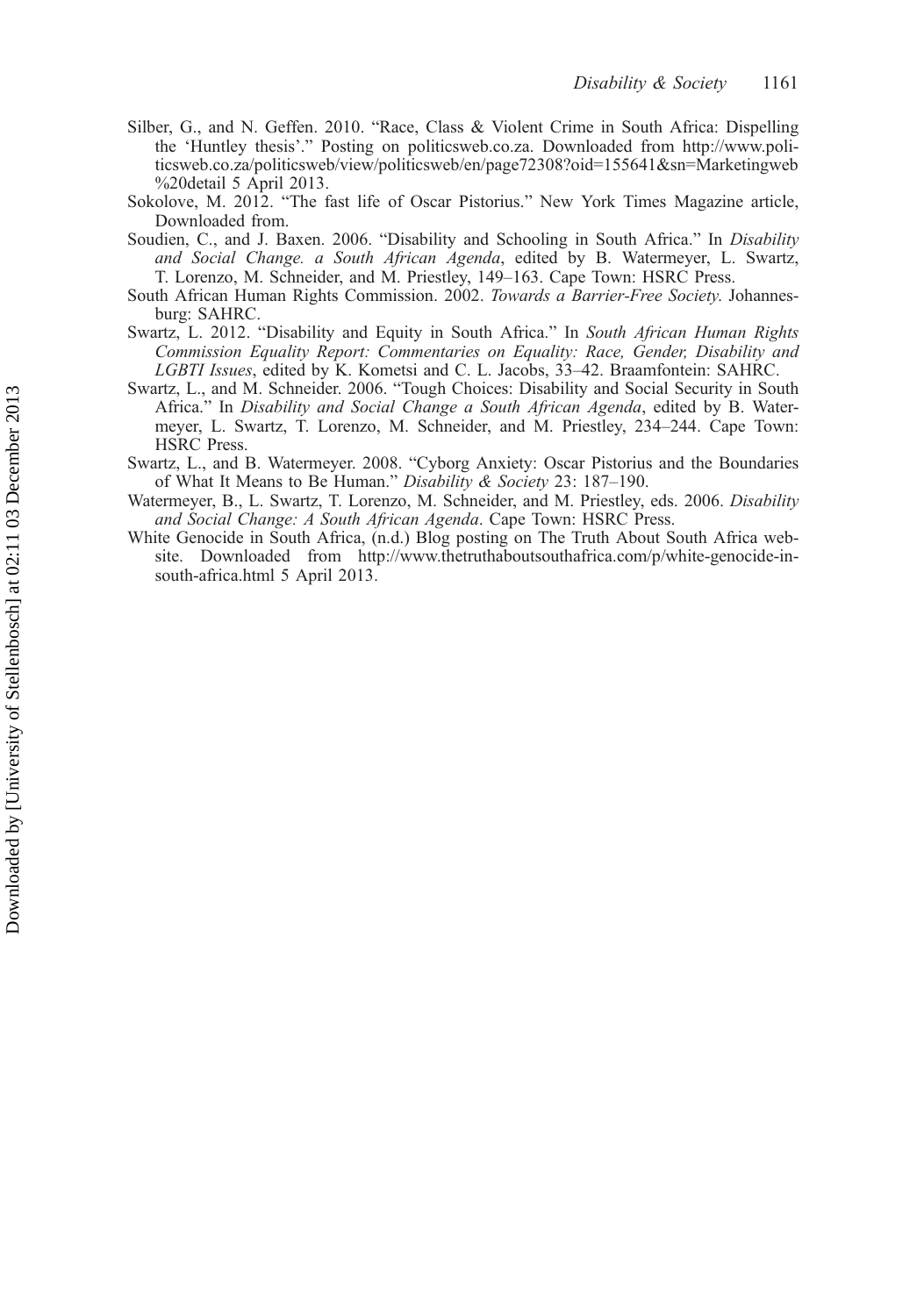Silber, G., and N. Geffen. 2010. "Race, Class & Violent Crime in South Africa: Dispelling the 'Huntley thesis'." Posting on politicsweb.co.za. Downloaded from http://www.politicsweb.co.za/politicsweb/view/politicsweb/en/page72308?oid=155641&sn=Marketingweb%20detail 5 April 2013.

Sokolove, M. 2012. "The fast life of Oscar Pistorius." New York Times Magazine article, Downloaded from.

Soudien, C., and J. Baxen. 2006. "Disability and Schooling in South Africa." In *Disability and Social Change. a South African Agenda*, edited by B. Watermeyer, L. Swartz, T. Lorenzo, M. Schneider, and M. Priestley, 149–163. Cape Town: HSRC Press.

South African Human Rights Commission. 2002. *Towards a Barrier-Free Society*. Johannesburg: SAHRC.

Swartz, L. 2012. "Disability and Equity in South Africa." In *South African Human Rights Commission Equality Report: Commentaries on Equality: Race, Gender, Disability and LGBTI Issues*, edited by K. Kometsi and C. L. Jacobs, 33–42. Braamfontein: SAHRC.

Swartz, L., and M. Schneider. 2006. "Tough Choices: Disability and Social Security in South Africa." In *Disability and Social Change a South African Agenda*, edited by B. Watermeyer, L. Swartz, T. Lorenzo, M. Schneider, and M. Priestley, 234–244. Cape Town: HSRC Press.

Swartz, L., and B. Watermeyer. 2008. "Cyborg Anxiety: Oscar Pistorius and the Boundaries of What It Means to Be Human." *Disability & Society* 23: 187–190.

Watermeyer, B., L. Swartz, T. Lorenzo, M. Schneider, and M. Priestley, eds. 2006. *Disability and Social Change: A South African Agenda*. Cape Town: HSRC Press.

White Genocide in South Africa, (n.d.) Blog posting on The Truth About South Africa website. Downloaded from http://www.thetruthaboutsouthafrica.com/p/white-genocide-in-south-africa.html 5 April 2013.